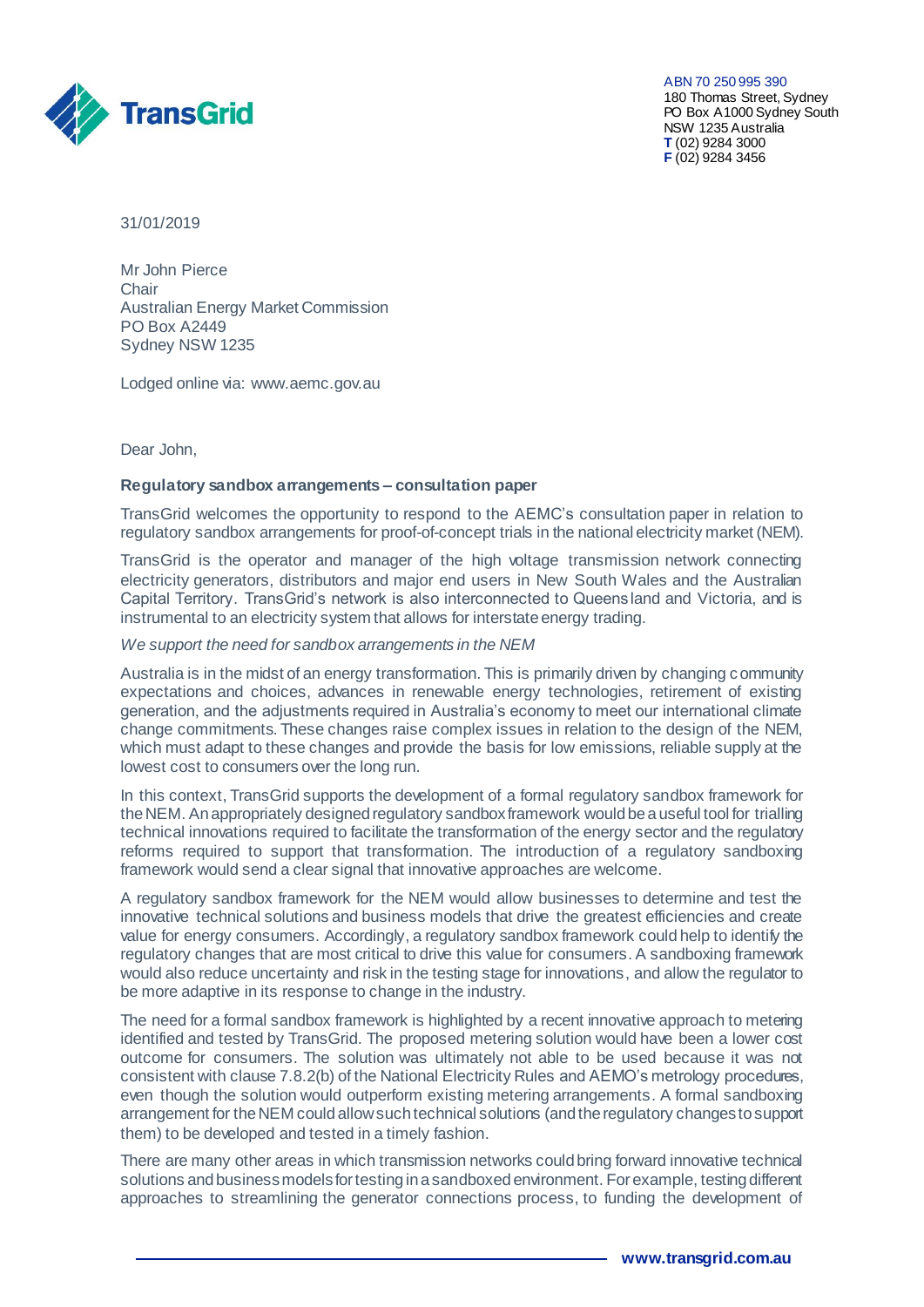ABN 70 250 995 390
180 Thomas Street, Sydney
PO Box A1000 Sydney South
NSW 1235 Australia
**T** (02) 9284 3000
**F** (02) 9284 3456

31/01/2019

Mr John Pierce
Chair
Australian Energy Market Commission
PO Box A2449
Sydney NSW 1235

Lodged online via: www.aemc.gov.au

Dear John,

**Regulatory sandbox arrangements – consultation paper**

TransGrid welcomes the opportunity to respond to the AEMC's consultation paper in relation to regulatory sandbox arrangements for proof-of-concept trials in the national electricity market (NEM).

TransGrid is the operator and manager of the high voltage transmission network connecting electricity generators, distributors and major end users in New South Wales and the Australian Capital Territory. TransGrid's network is also interconnected to Queensland and Victoria, and is instrumental to an electricity system that allows for interstate energy trading.

*We support the need for sandbox arrangements in the NEM*

Australia is in the midst of an energy transformation. This is primarily driven by changing community expectations and choices, advances in renewable energy technologies, retirement of existing generation, and the adjustments required in Australia's economy to meet our international climate change commitments. These changes raise complex issues in relation to the design of the NEM, which must adapt to these changes and provide the basis for low emissions, reliable supply at the lowest cost to consumers over the long run.

In this context, TransGrid supports the development of a formal regulatory sandbox framework for the NEM. An appropriately designed regulatory sandbox framework would be a useful tool for trialling technical innovations required to facilitate the transformation of the energy sector and the regulatory reforms required to support that transformation. The introduction of a regulatory sandboxing framework would send a clear signal that innovative approaches are welcome.

A regulatory sandbox framework for the NEM would allow businesses to determine and test the innovative technical solutions and business models that drive the greatest efficiencies and create value for energy consumers. Accordingly, a regulatory sandbox framework could help to identify the regulatory changes that are most critical to drive this value for consumers. A sandboxing framework would also reduce uncertainty and risk in the testing stage for innovations, and allow the regulator to be more adaptive in its response to change in the industry.

The need for a formal sandbox framework is highlighted by a recent innovative approach to metering identified and tested by TransGrid. The proposed metering solution would have been a lower cost outcome for consumers. The solution was ultimately not able to be used because it was not consistent with clause 7.8.2(b) of the National Electricity Rules and AEMO's metrology procedures, even though the solution would outperform existing metering arrangements. A formal sandboxing arrangement for the NEM could allow such technical solutions (and the regulatory changes to support them) to be developed and tested in a timely fashion.

There are many other areas in which transmission networks could bring forward innovative technical solutions and business models for testing in a sandboxed environment. For example, testing different approaches to streamlining the generator connections process, to funding the development of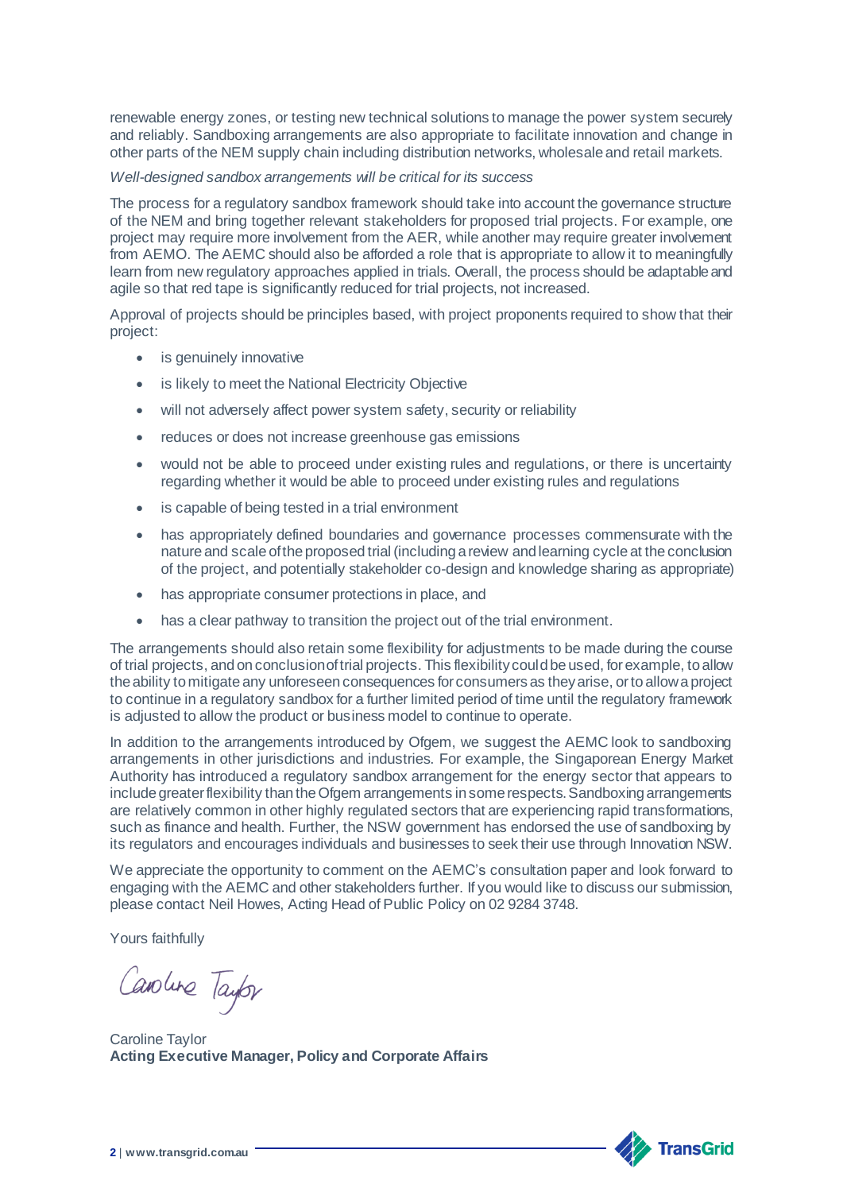renewable energy zones, or testing new technical solutions to manage the power system securely and reliably. Sandboxing arrangements are also appropriate to facilitate innovation and change in other parts of the NEM supply chain including distribution networks, wholesale and retail markets.

*Well-designed sandbox arrangements will be critical for its success*

The process for a regulatory sandbox framework should take into account the governance structure of the NEM and bring together relevant stakeholders for proposed trial projects. For example, one project may require more involvement from the AER, while another may require greater involvement from AEMO. The AEMC should also be afforded a role that is appropriate to allow it to meaningfully learn from new regulatory approaches applied in trials. Overall, the process should be adaptable and agile so that red tape is significantly reduced for trial projects, not increased.

Approval of projects should be principles based, with project proponents required to show that their project:

- is genuinely innovative
- is likely to meet the National Electricity Objective
- will not adversely affect power system safety, security or reliability
- reduces or does not increase greenhouse gas emissions
- would not be able to proceed under existing rules and regulations, or there is uncertainty regarding whether it would be able to proceed under existing rules and regulations
- is capable of being tested in a trial environment
- has appropriately defined boundaries and governance processes commensurate with the nature and scale of the proposed trial (including a review and learning cycle at the conclusion of the project, and potentially stakeholder co-design and knowledge sharing as appropriate)
- has appropriate consumer protections in place, and
- has a clear pathway to transition the project out of the trial environment.

The arrangements should also retain some flexibility for adjustments to be made during the course of trial projects, and on conclusion of trial projects. This flexibility could be used, for example, to allow the ability to mitigate any unforeseen consequences for consumers as they arise, or to allow a project to continue in a regulatory sandbox for a further limited period of time until the regulatory framework is adjusted to allow the product or business model to continue to operate.

In addition to the arrangements introduced by Ofgem, we suggest the AEMC look to sandboxing arrangements in other jurisdictions and industries. For example, the Singaporean Energy Market Authority has introduced a regulatory sandbox arrangement for the energy sector that appears to include greater flexibility than the Ofgem arrangements in some respects. Sandboxing arrangements are relatively common in other highly regulated sectors that are experiencing rapid transformations, such as finance and health. Further, the NSW government has endorsed the use of sandboxing by its regulators and encourages individuals and businesses to seek their use through Innovation NSW.

We appreciate the opportunity to comment on the AEMC's consultation paper and look forward to engaging with the AEMC and other stakeholders further. If you would like to discuss our submission, please contact Neil Howes, Acting Head of Public Policy on 02 9284 3748.

Yours faithfully

Caroline Taylor

Caroline Taylor
**Acting Executive Manager, Policy and Corporate Affairs**